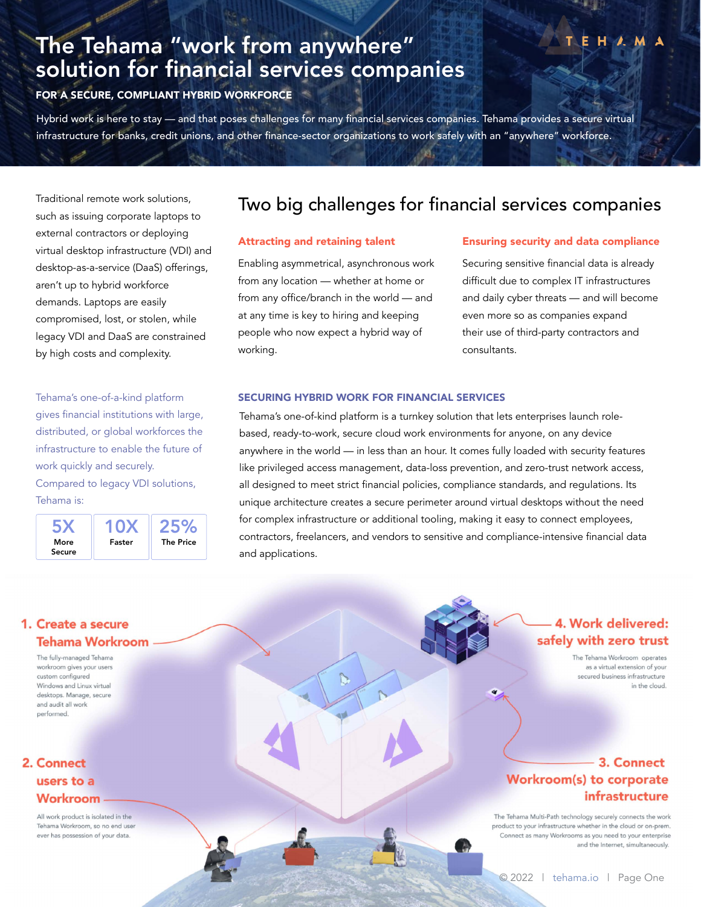# The Tehama "work from anywhere" solution for financial services companies

**FOR A SECURE, COMPLIANT HYBRID WORKFORCE**

Hybrid work is here to stay — and that poses challenges for many financial services companies. Tehama provides a secure virtual infrastructure for banks, credit unions, and other finance-sector organizations to work safely with an "anywhere" workforce.

Traditional remote work solutions, such as issuing corporate laptops to external contractors or deploying virtual desktop infrastructure (VDI) and desktop-as-a-service (DaaS) offerings, aren't up to hybrid workforce demands. Laptops are easily compromised, lost, or stolen, while legacy VDI and DaaS are constrained by high costs and complexity.

Tehama's one-of-a-kind platform gives financial institutions with large, distributed, or global workforces the infrastructure to enable the future of work quickly and securely. Compared to legacy VDI solutions, Tehama is:

| 5X | 10X | 25% |
|---|---|---|
| More Secure | Faster | The Price |

## Two big challenges for financial services companies

### Attracting and retaining talent

Enabling asymmetrical, asynchronous work from any location — whether at home or from any office/branch in the world — and at any time is key to hiring and keeping people who now expect a hybrid way of working.

### Ensuring security and data compliance

Securing sensitive financial data is already difficult due to complex IT infrastructures and daily cyber threats — and will become even more so as companies expand their use of third-party contractors and consultants.

### SECURING HYBRID WORK FOR FINANCIAL SERVICES

Tehama's one-of-kind platform is a turnkey solution that lets enterprises launch role-based, ready-to-work, secure cloud work environments for anyone, on any device anywhere in the world — in less than an hour. It comes fully loaded with security features like privileged access management, data-loss prevention, and zero-trust network access, all designed to meet strict financial policies, compliance standards, and regulations. Its unique architecture creates a secure perimeter around virtual desktops without the need for complex infrastructure or additional tooling, making it easy to connect employees, contractors, freelancers, and vendors to sensitive and compliance-intensive financial data and applications.

**1. Create a secure Tehama Workroom**

The fully-managed Tehama workroom gives your users custom configured Windows and Linux virtual desktops. Manage, secure and audit all work performed.

**2. Connect users to a Workroom**

All work product is isolated in the Tehama Workroom, so no end user ever has possession of your data.

**3. Connect Workroom(s) to corporate infrastructure**

The Tehama Multi-Path technology securely connects the work product to your infrastructure whether in the cloud or on-prem. Connect as many Workrooms as you need to your enterprise and the Internet, simultaneously.

**4. Work delivered: safely with zero trust**

The Tehama Workroom operates as a virtual extension of your secured business infrastructure in the cloud.

© 2022 | tehama.io | Page One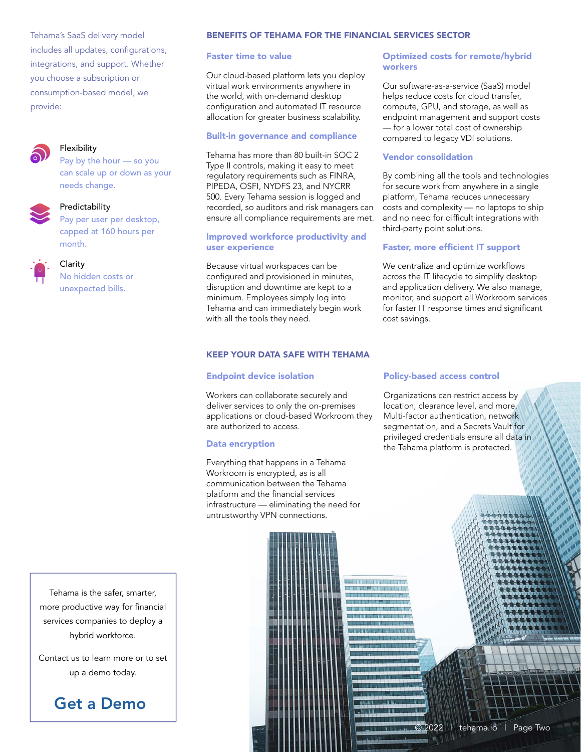Tehama's SaaS delivery model includes all updates, configurations, integrations, and support. Whether you choose a subscription or consumption-based model, we provide:

**Flexibility**
Pay by the hour — so you can scale up or down as your needs change.

**Predictability**
Pay per user per desktop, capped at 160 hours per month.

**Clarity**
No hidden costs or unexpected bills.

## BENEFITS OF TEHAMA FOR THE FINANCIAL SERVICES SECTOR

### Faster time to value

Our cloud-based platform lets you deploy virtual work environments anywhere in the world, with on-demand desktop configuration and automated IT resource allocation for greater business scalability.

### Built-in governance and compliance

Tehama has more than 80 built-in SOC 2 Type II controls, making it easy to meet regulatory requirements such as FINRA, PIPEDA, OSFI, NYDFS 23, and NYCRR 500. Every Tehama session is logged and recorded, so auditors and risk managers can ensure all compliance requirements are met.

### Improved workforce productivity and user experience

Because virtual workspaces can be configured and provisioned in minutes, disruption and downtime are kept to a minimum. Employees simply log into Tehama and can immediately begin work with all the tools they need.

### Optimized costs for remote/hybrid workers

Our software-as-a-service (SaaS) model helps reduce costs for cloud transfer, compute, GPU, and storage, as well as endpoint management and support costs — for a lower total cost of ownership compared to legacy VDI solutions.

### Vendor consolidation

By combining all the tools and technologies for secure work from anywhere in a single platform, Tehama reduces unnecessary costs and complexity — no laptops to ship and no need for difficult integrations with third-party point solutions.

### Faster, more efficient IT support

We centralize and optimize workflows across the IT lifecycle to simplify desktop and application delivery. We also manage, monitor, and support all Workroom services for faster IT response times and significant cost savings.

## KEEP YOUR DATA SAFE WITH TEHAMA

### Endpoint device isolation

Workers can collaborate securely and deliver services to only the on-premises applications or cloud-based Workroom they are authorized to access.

### Data encryption

Everything that happens in a Tehama Workroom is encrypted, as is all communication between the Tehama platform and the financial services infrastructure — eliminating the need for untrustworthy VPN connections.

### Policy-based access control

Organizations can restrict access by location, clearance level, and more. Multi-factor authentication, network segmentation, and a Secrets Vault for privileged credentials ensure all data in the Tehama platform is protected.

Tehama is the safer, smarter, more productive way for financial services companies to deploy a hybrid workforce.

Contact us to learn more or to set up a demo today.

**Get a Demo**

© 2022 | tehama.io